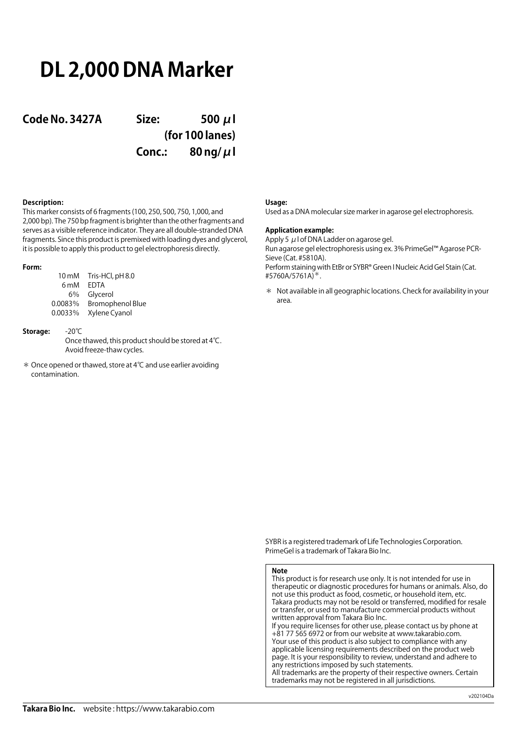# DL 2,000 DNA Marker

**Code No. 3427A** **Size: 500 μl (for 100 lanes)**
**Conc.: 80 ng/μl**

**Description:**
This marker consists of 6 fragments (100, 250, 500, 750, 1,000, and 2,000 bp). The 750 bp fragment is brighter than the other fragments and serves as a visible reference indicator. They are all double-stranded DNA fragments. Since this product is premixed with loading dyes and glycerol, it is possible to apply this product to gel electrophoresis directly.

**Form:**

| | |
|---|---|
| 10 mM | Tris-HCl, pH 8.0 |
| 6 mM | EDTA |
| 6% | Glycerol |
| 0.0083% | Bromophenol Blue |
| 0.0033% | Xylene Cyanol |

**Storage:** -20℃
Once thawed, this product should be stored at 4℃.
Avoid freeze-thaw cycles.

＊ Once opened or thawed, store at 4℃ and use earlier avoiding contamination.

**Usage:**
Used as a DNA molecular size marker in agarose gel electrophoresis.

**Application example:**
Apply 5 μl of DNA Ladder on agarose gel.
Run agarose gel electrophoresis using ex. 3% PrimeGel™ Agarose PCR-Sieve (Cat. #5810A).
Perform staining with EtBr or SYBR® Green I Nucleic Acid Gel Stain (Cat. #5760A/5761A)＊.

＊ Not available in all geographic locations. Check for availability in your area.

SYBR is a registered trademark of Life Technologies Corporation.
PrimeGel is a trademark of Takara Bio Inc.

**Note**
This product is for research use only. It is not intended for use in therapeutic or diagnostic procedures for humans or animals. Also, do not use this product as food, cosmetic, or household item, etc.
Takara products may not be resold or transferred, modified for resale or transfer, or used to manufacture commercial products without written approval from Takara Bio Inc.
If you require licenses for other use, please contact us by phone at +81 77 565 6972 or from our website at www.takarabio.com.
Your use of this product is also subject to compliance with any applicable licensing requirements described on the product web page. It is your responsibility to review, understand and adhere to any restrictions imposed by such statements.
All trademarks are the property of their respective owners. Certain trademarks may not be registered in all jurisdictions.

v202104Da

**Takara Bio Inc.** website : https://www.takarabio.com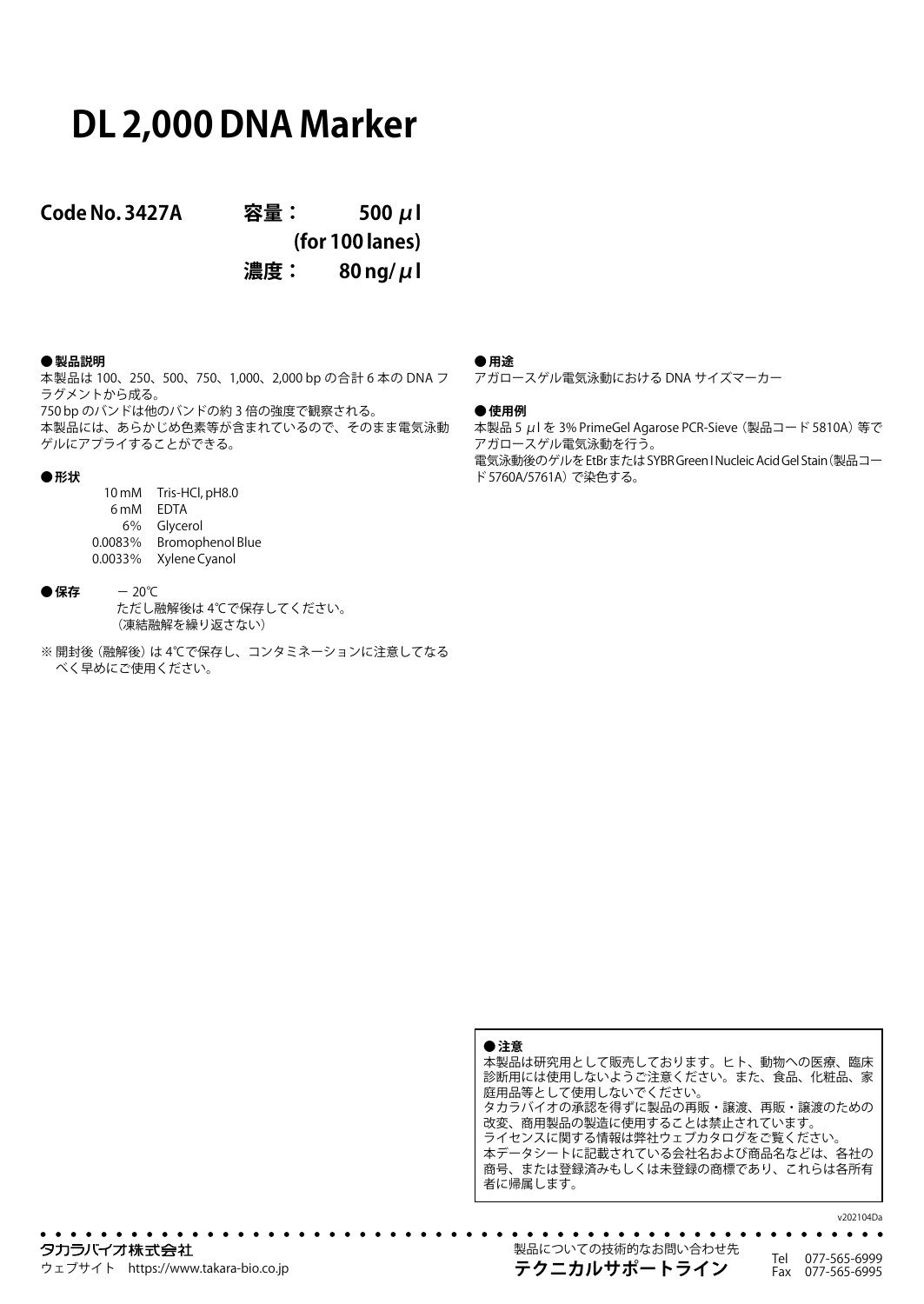# DL 2,000 DNA Marker

**Code No. 3427A**　**容量：　500 μl (for 100 lanes)**
**濃度：　80 ng/μl**

**● 製品説明**

本製品は 100、250、500、750、1,000、2,000 bp の合計 6 本の DNA フラグメントから成る。
750 bp のバンドは他のバンドの約 3 倍の強度で観察される。
本製品には、あらかじめ色素等が含まれているので、そのまま電気泳動ゲルにアプライすることができる。

**● 形状**

| | |
|---|---|
| 10 mM | Tris-HCl, pH8.0 |
| 6 mM | EDTA |
| 6% | Glycerol |
| 0.0083% | Bromophenol Blue |
| 0.0033% | Xylene Cyanol |

**● 保存**　－ 20℃
ただし融解後は 4℃で保存してください。
（凍結融解を繰り返さない）

※ 開封後（融解後）は 4℃で保存し、コンタミネーションに注意してなるべく早めにご使用ください。

**● 用途**

アガロースゲル電気泳動における DNA サイズマーカー

**● 使用例**

本製品 5 μl を 3% PrimeGel Agarose PCR-Sieve（製品コード 5810A）等でアガロースゲル電気泳動を行う。
電気泳動後のゲルを EtBr または SYBR Green I Nucleic Acid Gel Stain（製品コード 5760A/5761A）で染色する。

**● 注意**

本製品は研究用として販売しております。ヒト、動物への医療、臨床診断用には使用しないようご注意ください。また、食品、化粧品、家庭用品等として使用しないでください。
タカラバイオの承認を得ずに製品の再販・譲渡、再販・譲渡のための改変、商用製品の製造に使用することは禁止されています。
ライセンスに関する情報は弊社ウェブカタログをご覧ください。
本データシートに記載されている会社名および商品名などは、各社の商号、または登録済みもしくは未登録の商標であり、これらは各所有者に帰属します。

v202104Da

タカラバイオ株式会社
ウェブサイト　https://www.takara-bio.co.jp

製品についての技術的なお問い合わせ先
テクニカルサポートライン
Tel　077-565-6999
Fax　077-565-6995